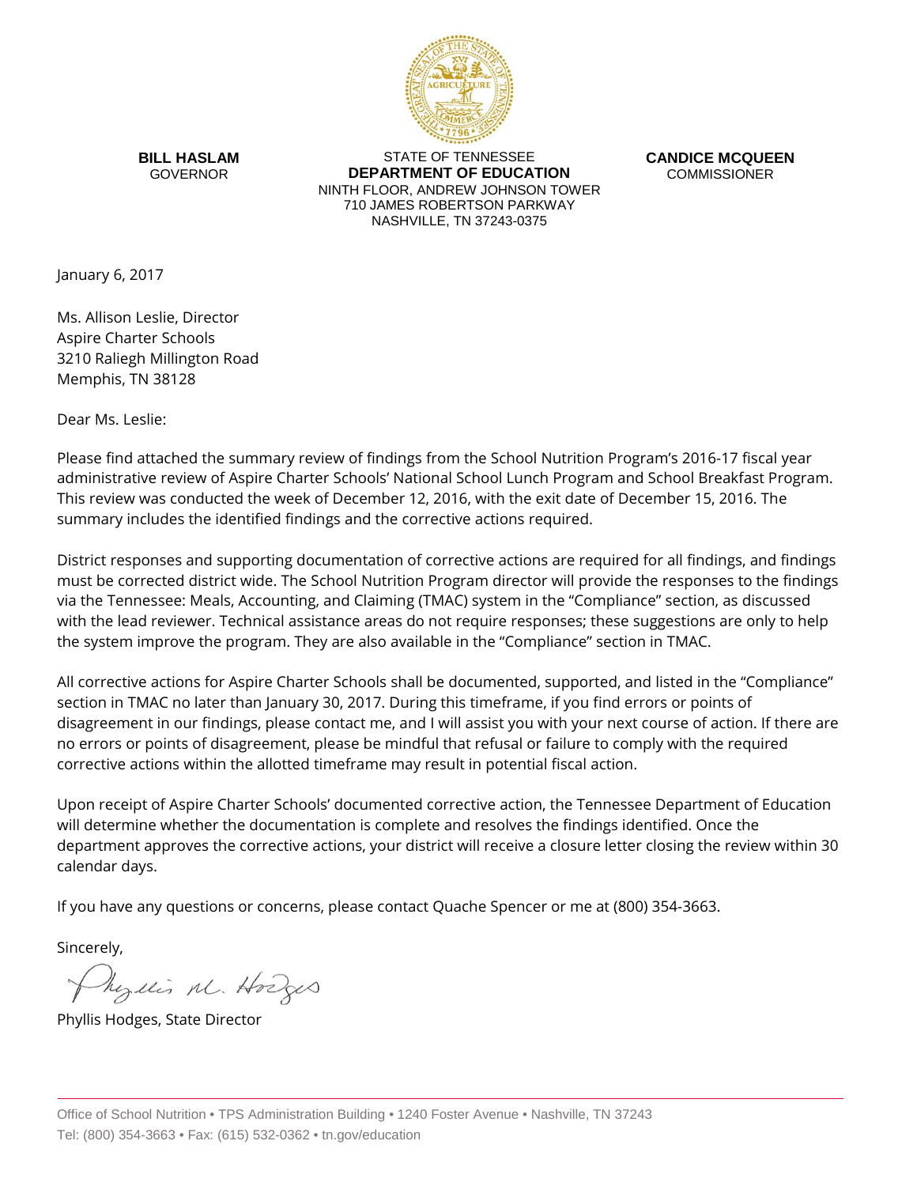**BILL HASLAM**
GOVERNOR

STATE OF TENNESSEE
**DEPARTMENT OF EDUCATION**
NINTH FLOOR, ANDREW JOHNSON TOWER
710 JAMES ROBERTSON PARKWAY
NASHVILLE, TN 37243-0375

**CANDICE MCQUEEN**
COMMISSIONER

January 6, 2017

Ms. Allison Leslie, Director
Aspire Charter Schools
3210 Raliegh Millington Road
Memphis, TN 38128

Dear Ms. Leslie:

Please find attached the summary review of findings from the School Nutrition Program's 2016-17 fiscal year administrative review of Aspire Charter Schools' National School Lunch Program and School Breakfast Program. This review was conducted the week of December 12, 2016, with the exit date of December 15, 2016. The summary includes the identified findings and the corrective actions required.

District responses and supporting documentation of corrective actions are required for all findings, and findings must be corrected district wide. The School Nutrition Program director will provide the responses to the findings via the Tennessee: Meals, Accounting, and Claiming (TMAC) system in the "Compliance" section, as discussed with the lead reviewer. Technical assistance areas do not require responses; these suggestions are only to help the system improve the program. They are also available in the "Compliance" section in TMAC.

All corrective actions for Aspire Charter Schools shall be documented, supported, and listed in the "Compliance" section in TMAC no later than January 30, 2017. During this timeframe, if you find errors or points of disagreement in our findings, please contact me, and I will assist you with your next course of action. If there are no errors or points of disagreement, please be mindful that refusal or failure to comply with the required corrective actions within the allotted timeframe may result in potential fiscal action.

Upon receipt of Aspire Charter Schools' documented corrective action, the Tennessee Department of Education will determine whether the documentation is complete and resolves the findings identified. Once the department approves the corrective actions, your district will receive a closure letter closing the review within 30 calendar days.

If you have any questions or concerns, please contact Quache Spencer or me at (800) 354-3663.

Sincerely,

Phyllis M. Hodges

Phyllis Hodges, State Director

Office of School Nutrition • TPS Administration Building • 1240 Foster Avenue • Nashville, TN 37243
Tel: (800) 354-3663 • Fax: (615) 532-0362 • tn.gov/education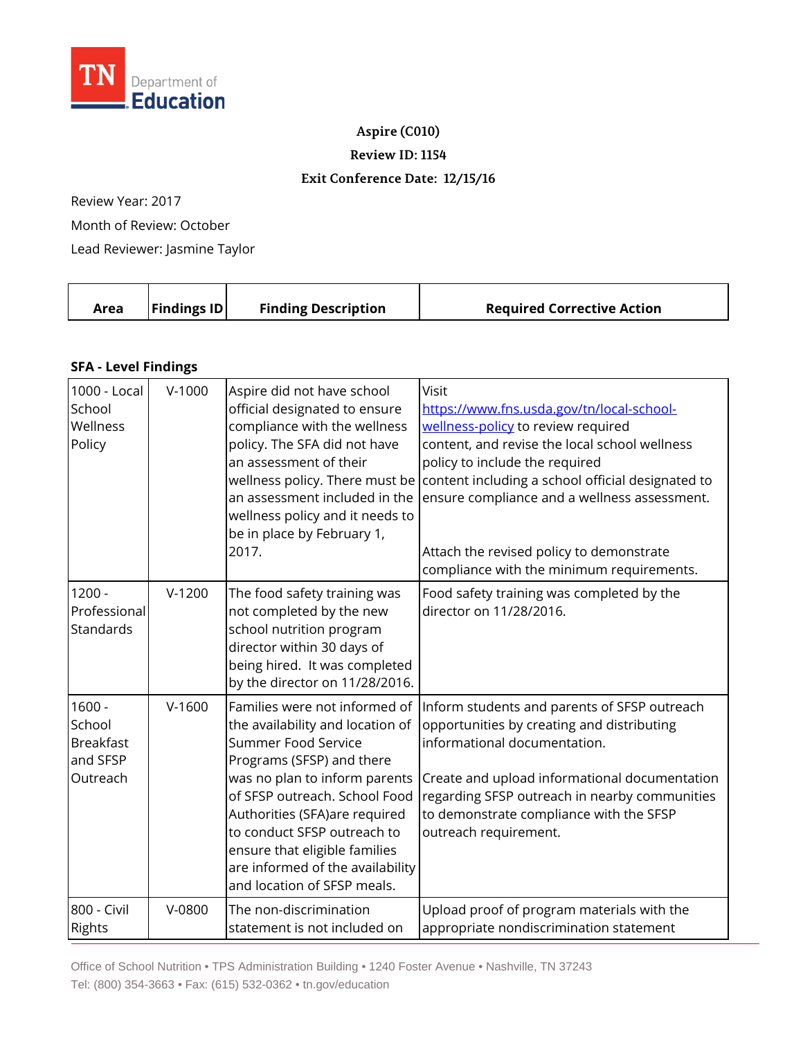TN Department of Education

**Aspire (C010)**

**Review ID: 1154**

**Exit Conference Date: 12/15/16**

Review Year: 2017

Month of Review: October

Lead Reviewer: Jasmine Taylor

| Area | Findings ID | Finding Description | Required Corrective Action |
|---|---|---|---|

**SFA - Level Findings**

| Area | Findings ID | Finding Description | Required Corrective Action |
|---|---|---|---|
| 1000 - Local School Wellness Policy | V-1000 | Aspire did not have school official designated to ensure compliance with the wellness policy. The SFA did not have an assessment of their wellness policy. There must be an assessment included in the wellness policy and it needs to be in place by February 1, 2017. | Visit [https://www.fns.usda.gov/tn/local-school-wellness-policy](https://www.fns.usda.gov/tn/local-school-wellness-policy) to review required content, and revise the local school wellness policy to include the required content including a school official designated to ensure compliance and a wellness assessment.<br><br>Attach the revised policy to demonstrate compliance with the minimum requirements. |
| 1200 - Professional Standards | V-1200 | The food safety training was not completed by the new school nutrition program director within 30 days of being hired. It was completed by the director on 11/28/2016. | Food safety training was completed by the director on 11/28/2016. |
| 1600 - School Breakfast and SFSP Outreach | V-1600 | Families were not informed of the availability and location of Summer Food Service Programs (SFSP) and there was no plan to inform parents of SFSP outreach. School Food Authorities (SFA)are required to conduct SFSP outreach to ensure that eligible families are informed of the availability and location of SFSP meals. | Inform students and parents of SFSP outreach opportunities by creating and distributing informational documentation.<br><br>Create and upload informational documentation regarding SFSP outreach in nearby communities to demonstrate compliance with the SFSP outreach requirement. |
| 800 - Civil Rights | V-0800 | The non-discrimination statement is not included on | Upload proof of program materials with the appropriate nondiscrimination statement |

Office of School Nutrition • TPS Administration Building • 1240 Foster Avenue • Nashville, TN 37243
Tel: (800) 354-3663 • Fax: (615) 532-0362 • tn.gov/education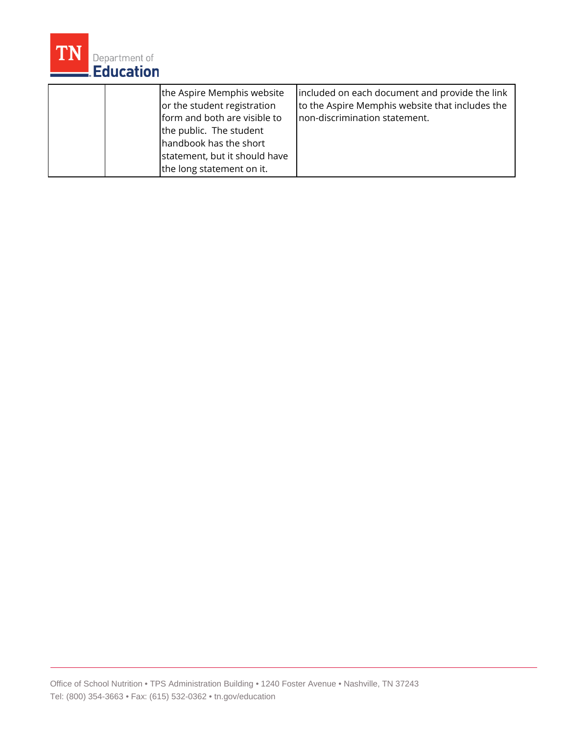| | | | |
|---|---|---|---|
| | | the Aspire Memphis website or the student registration form and both are visible to the public. The student handbook has the short statement, but it should have the long statement on it. | included on each document and provide the link to the Aspire Memphis website that includes the non-discrimination statement. |